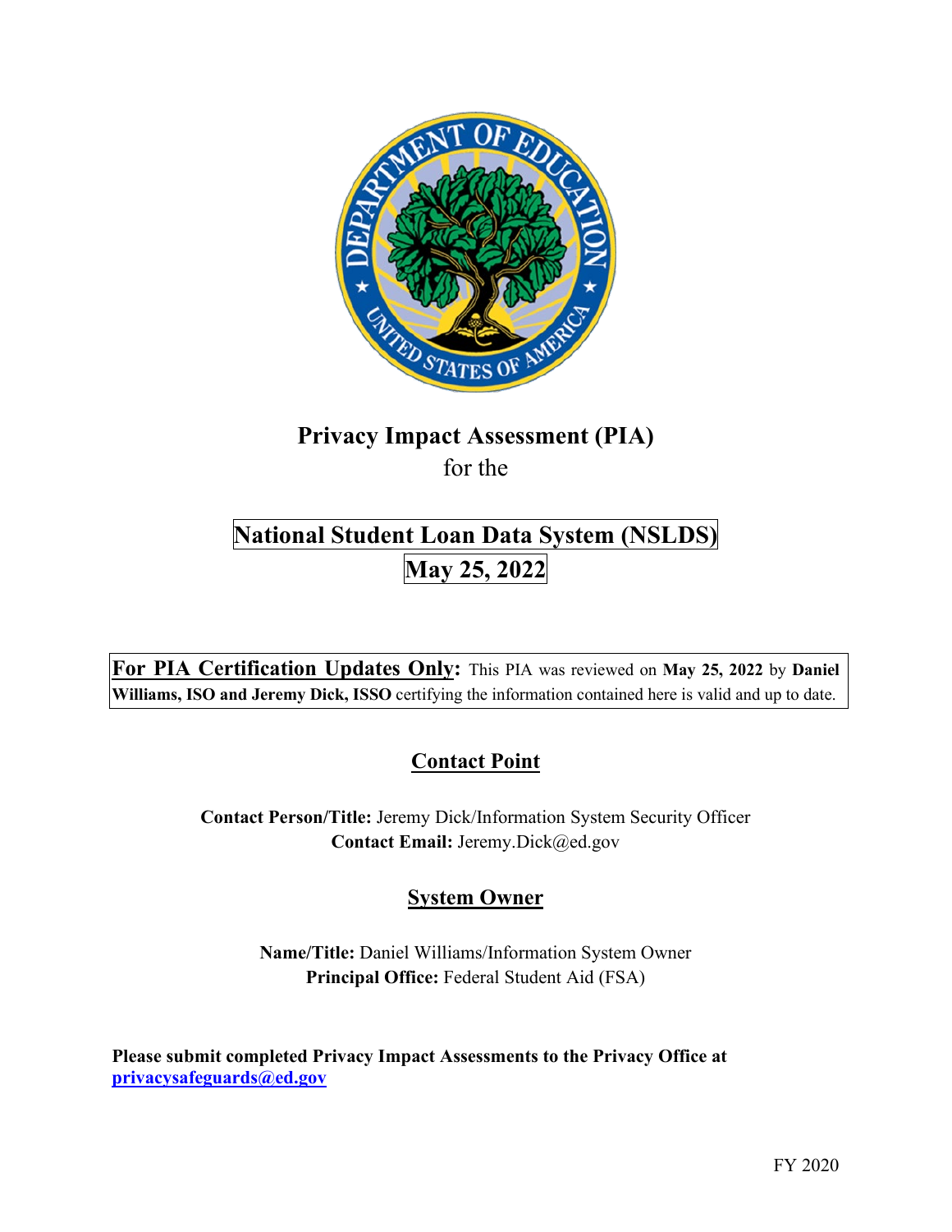# Privacy Impact Assessment (PIA)

for the

## National Student Loan Data System (NSLDS)

## May 25, 2022

**For PIA Certification Updates Only:** This PIA was reviewed on **May 25, 2022** by **Daniel Williams, ISO and Jeremy Dick, ISSO** certifying the information contained here is valid and up to date.

### Contact Point

**Contact Person/Title:** Jeremy Dick/Information System Security Officer
**Contact Email:** Jeremy.Dick@ed.gov

### System Owner

**Name/Title:** Daniel Williams/Information System Owner
**Principal Office:** Federal Student Aid (FSA)

**Please submit completed Privacy Impact Assessments to the Privacy Office at privacysafeguards@ed.gov**

FY 2020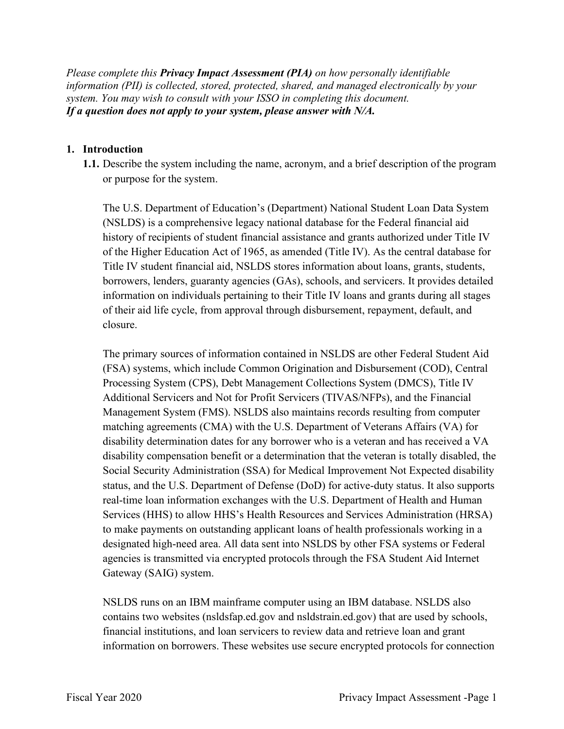*Please complete this **Privacy Impact Assessment (PIA)** on how personally identifiable information (PII) is collected, stored, protected, shared, and managed electronically by your system. You may wish to consult with your ISSO in completing this document.*
***If a question does not apply to your system, please answer with N/A.***

**1. Introduction**

**1.1.** Describe the system including the name, acronym, and a brief description of the program or purpose for the system.

The U.S. Department of Education's (Department) National Student Loan Data System (NSLDS) is a comprehensive legacy national database for the Federal financial aid history of recipients of student financial assistance and grants authorized under Title IV of the Higher Education Act of 1965, as amended (Title IV). As the central database for Title IV student financial aid, NSLDS stores information about loans, grants, students, borrowers, lenders, guaranty agencies (GAs), schools, and servicers. It provides detailed information on individuals pertaining to their Title IV loans and grants during all stages of their aid life cycle, from approval through disbursement, repayment, default, and closure.

The primary sources of information contained in NSLDS are other Federal Student Aid (FSA) systems, which include Common Origination and Disbursement (COD), Central Processing System (CPS), Debt Management Collections System (DMCS), Title IV Additional Servicers and Not for Profit Servicers (TIVAS/NFPs), and the Financial Management System (FMS). NSLDS also maintains records resulting from computer matching agreements (CMA) with the U.S. Department of Veterans Affairs (VA) for disability determination dates for any borrower who is a veteran and has received a VA disability compensation benefit or a determination that the veteran is totally disabled, the Social Security Administration (SSA) for Medical Improvement Not Expected disability status, and the U.S. Department of Defense (DoD) for active-duty status. It also supports real-time loan information exchanges with the U.S. Department of Health and Human Services (HHS) to allow HHS's Health Resources and Services Administration (HRSA) to make payments on outstanding applicant loans of health professionals working in a designated high-need area. All data sent into NSLDS by other FSA systems or Federal agencies is transmitted via encrypted protocols through the FSA Student Aid Internet Gateway (SAIG) system.

NSLDS runs on an IBM mainframe computer using an IBM database. NSLDS also contains two websites (nsldsfap.ed.gov and nsldstrain.ed.gov) that are used by schools, financial institutions, and loan servicers to review data and retrieve loan and grant information on borrowers. These websites use secure encrypted protocols for connection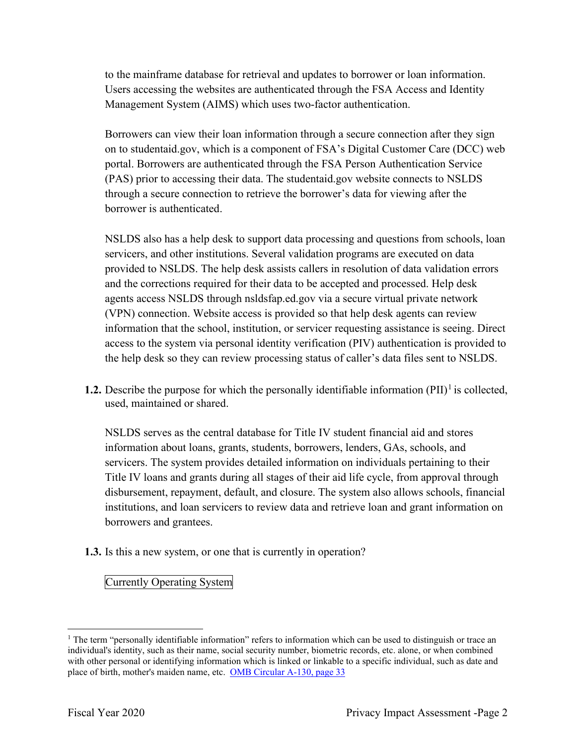to the mainframe database for retrieval and updates to borrower or loan information. Users accessing the websites are authenticated through the FSA Access and Identity Management System (AIMS) which uses two-factor authentication.

Borrowers can view their loan information through a secure connection after they sign on to studentaid.gov, which is a component of FSA's Digital Customer Care (DCC) web portal. Borrowers are authenticated through the FSA Person Authentication Service (PAS) prior to accessing their data. The studentaid.gov website connects to NSLDS through a secure connection to retrieve the borrower's data for viewing after the borrower is authenticated.

NSLDS also has a help desk to support data processing and questions from schools, loan servicers, and other institutions. Several validation programs are executed on data provided to NSLDS. The help desk assists callers in resolution of data validation errors and the corrections required for their data to be accepted and processed. Help desk agents access NSLDS through nsldsfap.ed.gov via a secure virtual private network (VPN) connection. Website access is provided so that help desk agents can review information that the school, institution, or servicer requesting assistance is seeing. Direct access to the system via personal identity verification (PIV) authentication is provided to the help desk so they can review processing status of caller's data files sent to NSLDS.

**1.2.** Describe the purpose for which the personally identifiable information (PII)[1] is collected, used, maintained or shared.

NSLDS serves as the central database for Title IV student financial aid and stores information about loans, grants, students, borrowers, lenders, GAs, schools, and servicers. The system provides detailed information on individuals pertaining to their Title IV loans and grants during all stages of their aid life cycle, from approval through disbursement, repayment, default, and closure. The system also allows schools, financial institutions, and loan servicers to review data and retrieve loan and grant information on borrowers and grantees.

**1.3.** Is this a new system, or one that is currently in operation?

Currently Operating System

---

[1] The term "personally identifiable information" refers to information which can be used to distinguish or trace an individual's identity, such as their name, social security number, biometric records, etc. alone, or when combined with other personal or identifying information which is linked or linkable to a specific individual, such as date and place of birth, mother's maiden name, etc. OMB Circular A-130, page 33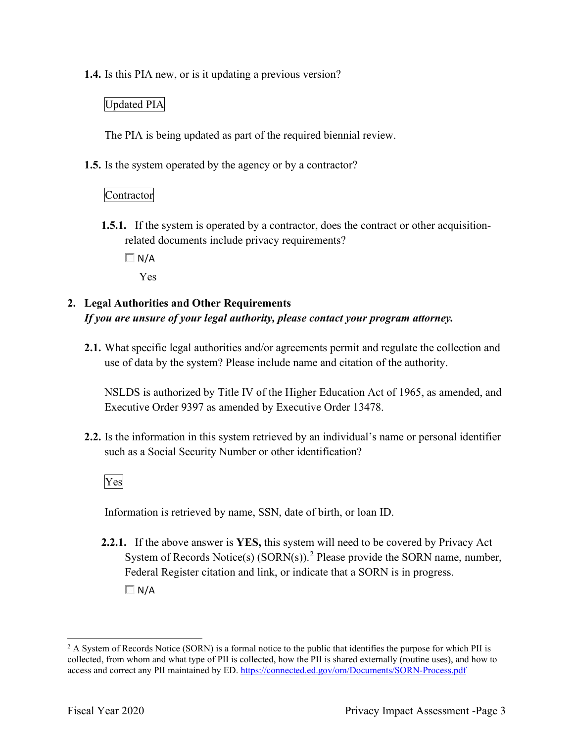**1.4.** Is this PIA new, or is it updating a previous version?

Updated PIA

The PIA is being updated as part of the required biennial review.

**1.5.** Is the system operated by the agency or by a contractor?

Contractor

**1.5.1.** If the system is operated by a contractor, does the contract or other acquisition-related documents include privacy requirements?

☐ N/A

Yes

## 2. Legal Authorities and Other Requirements

***If you are unsure of your legal authority, please contact your program attorney.***

**2.1.** What specific legal authorities and/or agreements permit and regulate the collection and use of data by the system? Please include name and citation of the authority.

NSLDS is authorized by Title IV of the Higher Education Act of 1965, as amended, and Executive Order 9397 as amended by Executive Order 13478.

**2.2.** Is the information in this system retrieved by an individual's name or personal identifier such as a Social Security Number or other identification?

Yes

Information is retrieved by name, SSN, date of birth, or loan ID.

**2.2.1.** If the above answer is **YES,** this system will need to be covered by Privacy Act System of Records Notice(s) (SORN(s)).[2] Please provide the SORN name, number, Federal Register citation and link, or indicate that a SORN is in progress.

☐ N/A

[2] A System of Records Notice (SORN) is a formal notice to the public that identifies the purpose for which PII is collected, from whom and what type of PII is collected, how the PII is shared externally (routine uses), and how to access and correct any PII maintained by ED. https://connected.ed.gov/om/Documents/SORN-Process.pdf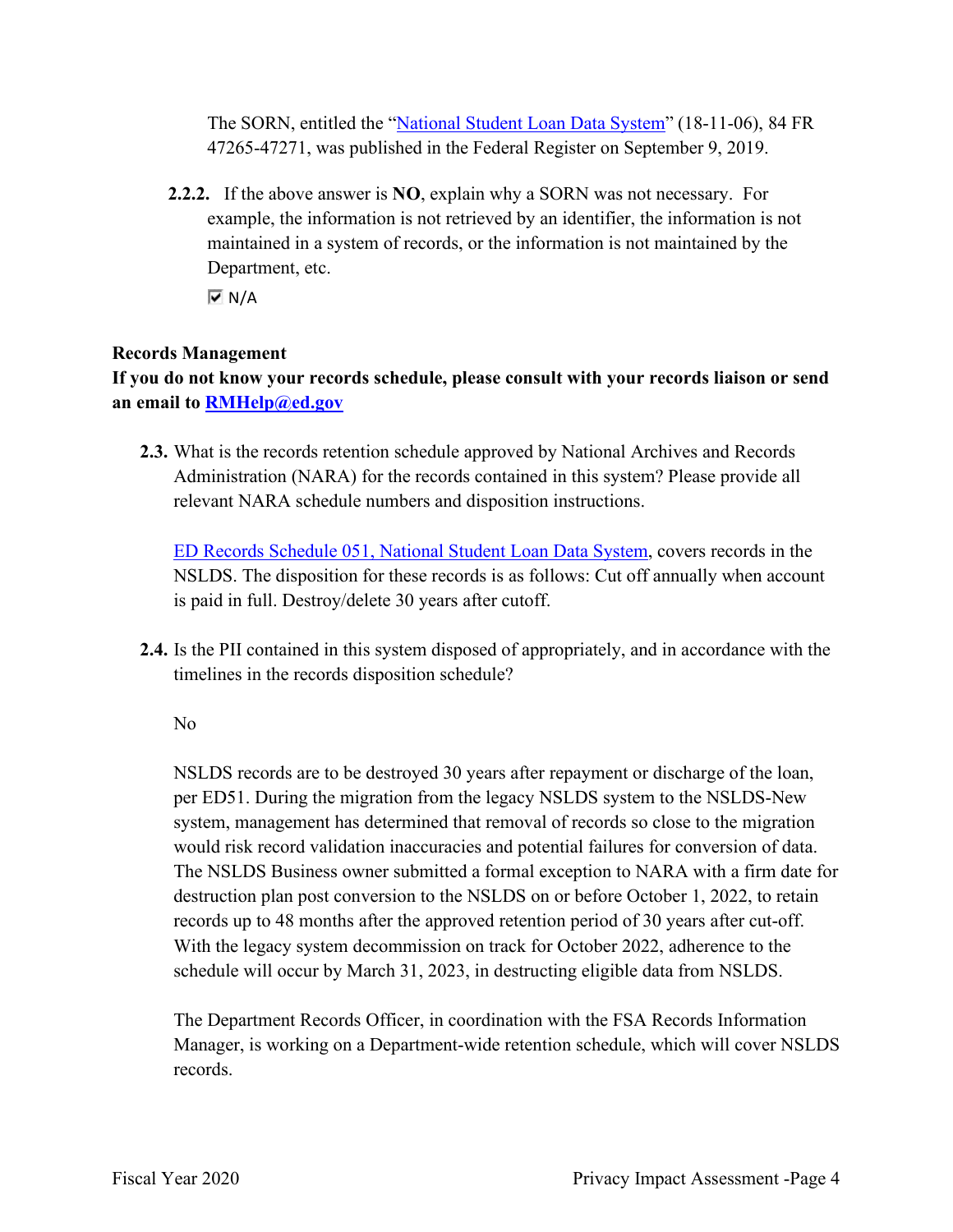The SORN, entitled the "[National Student Loan Data System](#)" (18-11-06), 84 FR 47265-47271, was published in the Federal Register on September 9, 2019.

**2.2.2.** If the above answer is **NO**, explain why a SORN was not necessary. For example, the information is not retrieved by an identifier, the information is not maintained in a system of records, or the information is not maintained by the Department, etc.

☑ N/A

**Records Management**

**If you do not know your records schedule, please consult with your records liaison or send an email to [RMHelp@ed.gov](mailto:RMHelp@ed.gov)**

**2.3.** What is the records retention schedule approved by National Archives and Records Administration (NARA) for the records contained in this system? Please provide all relevant NARA schedule numbers and disposition instructions.

[ED Records Schedule 051, National Student Loan Data System](#), covers records in the NSLDS. The disposition for these records is as follows: Cut off annually when account is paid in full. Destroy/delete 30 years after cutoff.

**2.4.** Is the PII contained in this system disposed of appropriately, and in accordance with the timelines in the records disposition schedule?

No

NSLDS records are to be destroyed 30 years after repayment or discharge of the loan, per ED51. During the migration from the legacy NSLDS system to the NSLDS-New system, management has determined that removal of records so close to the migration would risk record validation inaccuracies and potential failures for conversion of data. The NSLDS Business owner submitted a formal exception to NARA with a firm date for destruction plan post conversion to the NSLDS on or before October 1, 2022, to retain records up to 48 months after the approved retention period of 30 years after cut-off. With the legacy system decommission on track for October 2022, adherence to the schedule will occur by March 31, 2023, in destructing eligible data from NSLDS.

The Department Records Officer, in coordination with the FSA Records Information Manager, is working on a Department-wide retention schedule, which will cover NSLDS records.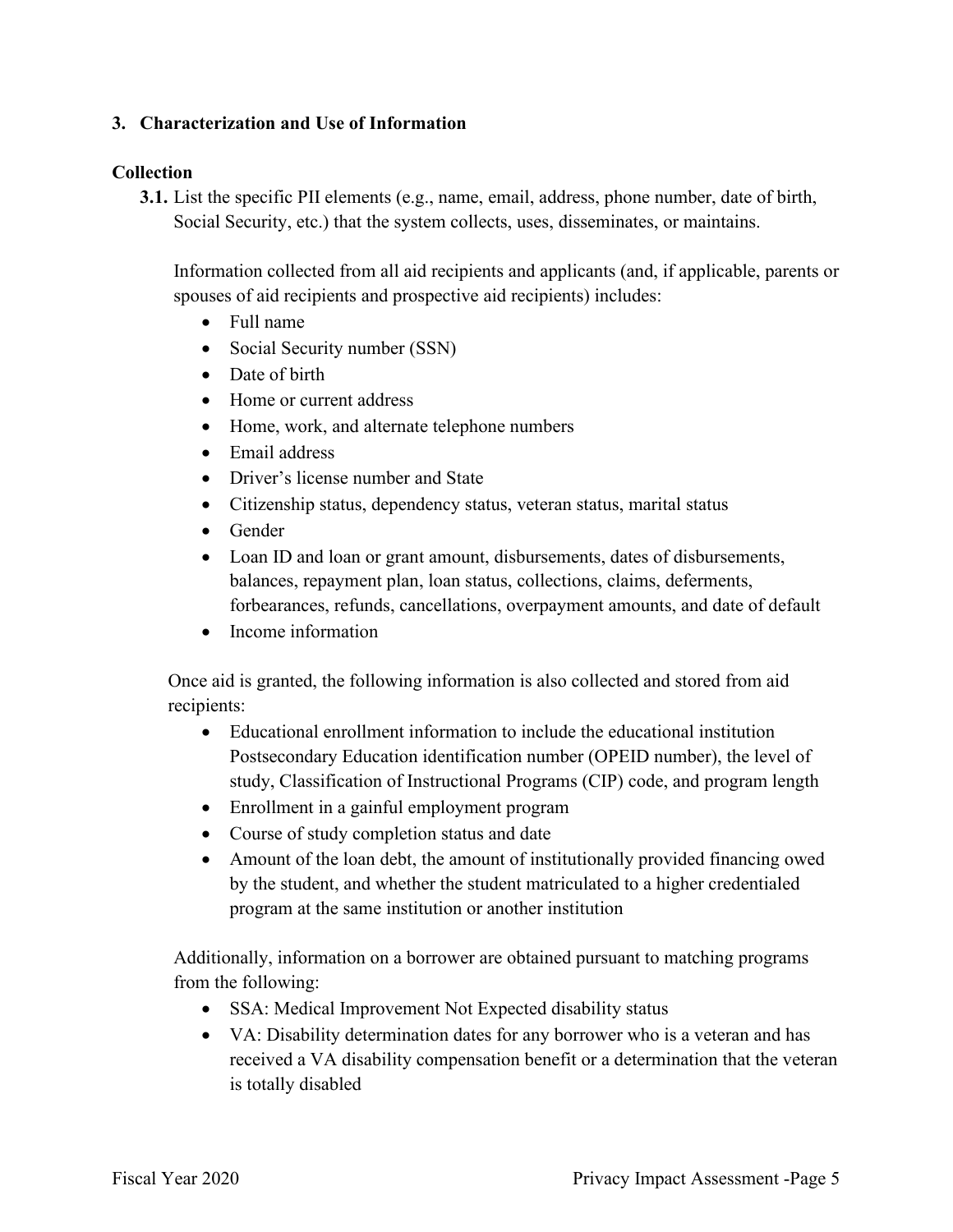## 3. Characterization and Use of Information

### Collection

**3.1.** List the specific PII elements (e.g., name, email, address, phone number, date of birth, Social Security, etc.) that the system collects, uses, disseminates, or maintains.

Information collected from all aid recipients and applicants (and, if applicable, parents or spouses of aid recipients and prospective aid recipients) includes:

- Full name
- Social Security number (SSN)
- Date of birth
- Home or current address
- Home, work, and alternate telephone numbers
- Email address
- Driver's license number and State
- Citizenship status, dependency status, veteran status, marital status
- Gender
- Loan ID and loan or grant amount, disbursements, dates of disbursements, balances, repayment plan, loan status, collections, claims, deferments, forbearances, refunds, cancellations, overpayment amounts, and date of default
- Income information

Once aid is granted, the following information is also collected and stored from aid recipients:

- Educational enrollment information to include the educational institution Postsecondary Education identification number (OPEID number), the level of study, Classification of Instructional Programs (CIP) code, and program length
- Enrollment in a gainful employment program
- Course of study completion status and date
- Amount of the loan debt, the amount of institutionally provided financing owed by the student, and whether the student matriculated to a higher credentialed program at the same institution or another institution

Additionally, information on a borrower are obtained pursuant to matching programs from the following:

- SSA: Medical Improvement Not Expected disability status
- VA: Disability determination dates for any borrower who is a veteran and has received a VA disability compensation benefit or a determination that the veteran is totally disabled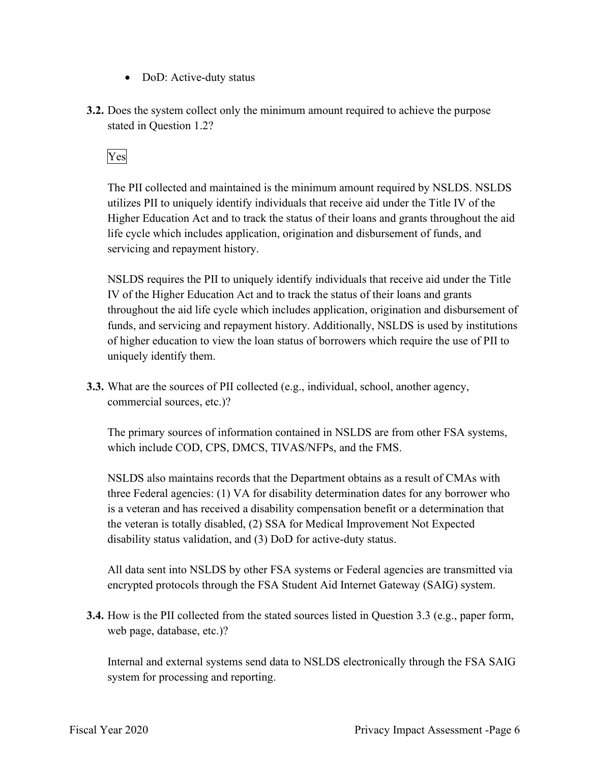- DoD: Active-duty status

**3.2.** Does the system collect only the minimum amount required to achieve the purpose stated in Question 1.2?

Yes

The PII collected and maintained is the minimum amount required by NSLDS. NSLDS utilizes PII to uniquely identify individuals that receive aid under the Title IV of the Higher Education Act and to track the status of their loans and grants throughout the aid life cycle which includes application, origination and disbursement of funds, and servicing and repayment history.

NSLDS requires the PII to uniquely identify individuals that receive aid under the Title IV of the Higher Education Act and to track the status of their loans and grants throughout the aid life cycle which includes application, origination and disbursement of funds, and servicing and repayment history. Additionally, NSLDS is used by institutions of higher education to view the loan status of borrowers which require the use of PII to uniquely identify them.

**3.3.** What are the sources of PII collected (e.g., individual, school, another agency, commercial sources, etc.)?

The primary sources of information contained in NSLDS are from other FSA systems, which include COD, CPS, DMCS, TIVAS/NFPs, and the FMS.

NSLDS also maintains records that the Department obtains as a result of CMAs with three Federal agencies: (1) VA for disability determination dates for any borrower who is a veteran and has received a disability compensation benefit or a determination that the veteran is totally disabled, (2) SSA for Medical Improvement Not Expected disability status validation, and (3) DoD for active-duty status.

All data sent into NSLDS by other FSA systems or Federal agencies are transmitted via encrypted protocols through the FSA Student Aid Internet Gateway (SAIG) system.

**3.4.** How is the PII collected from the stated sources listed in Question 3.3 (e.g., paper form, web page, database, etc.)?

Internal and external systems send data to NSLDS electronically through the FSA SAIG system for processing and reporting.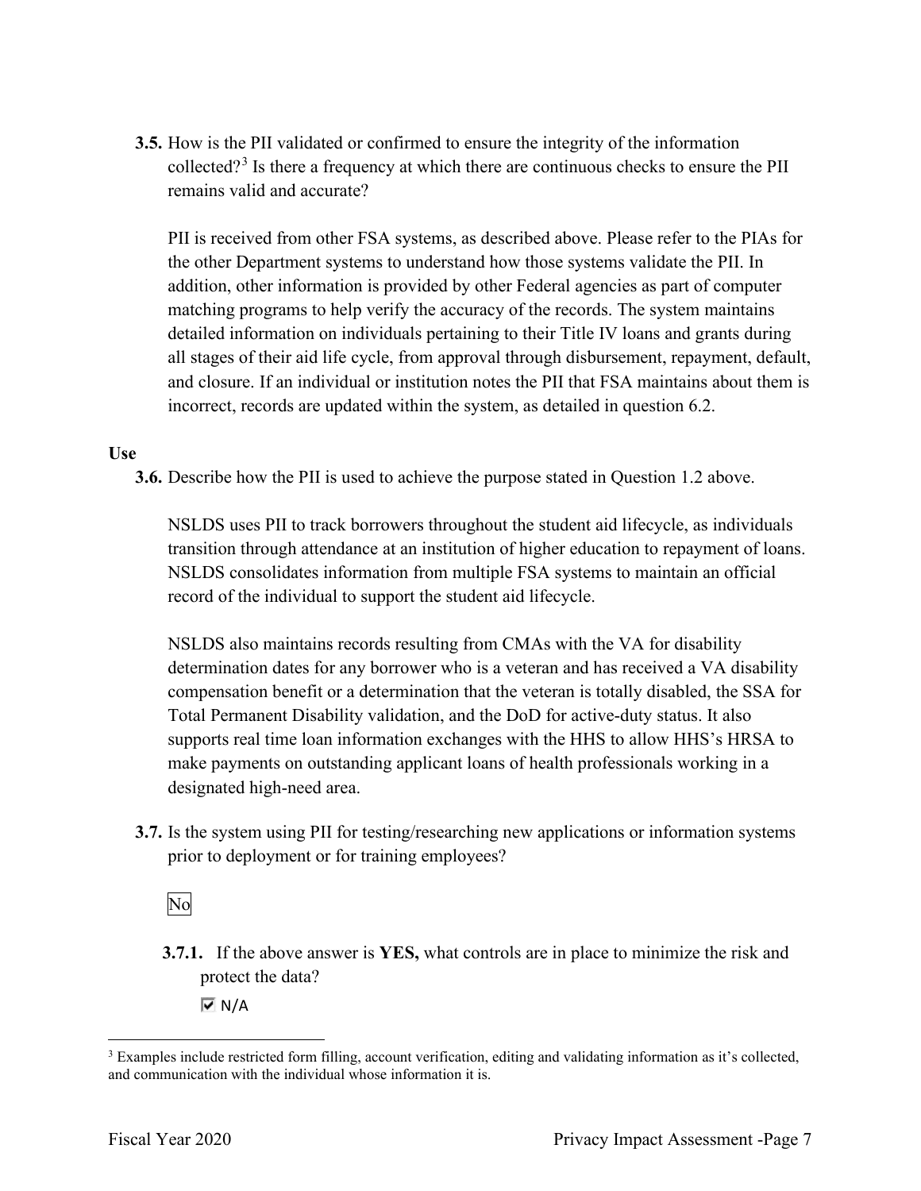**3.5.** How is the PII validated or confirmed to ensure the integrity of the information collected?[3] Is there a frequency at which there are continuous checks to ensure the PII remains valid and accurate?

PII is received from other FSA systems, as described above. Please refer to the PIAs for the other Department systems to understand how those systems validate the PII. In addition, other information is provided by other Federal agencies as part of computer matching programs to help verify the accuracy of the records. The system maintains detailed information on individuals pertaining to their Title IV loans and grants during all stages of their aid life cycle, from approval through disbursement, repayment, default, and closure. If an individual or institution notes the PII that FSA maintains about them is incorrect, records are updated within the system, as detailed in question 6.2.

**Use**

**3.6.** Describe how the PII is used to achieve the purpose stated in Question 1.2 above.

NSLDS uses PII to track borrowers throughout the student aid lifecycle, as individuals transition through attendance at an institution of higher education to repayment of loans. NSLDS consolidates information from multiple FSA systems to maintain an official record of the individual to support the student aid lifecycle.

NSLDS also maintains records resulting from CMAs with the VA for disability determination dates for any borrower who is a veteran and has received a VA disability compensation benefit or a determination that the veteran is totally disabled, the SSA for Total Permanent Disability validation, and the DoD for active-duty status. It also supports real time loan information exchanges with the HHS to allow HHS's HRSA to make payments on outstanding applicant loans of health professionals working in a designated high-need area.

**3.7.** Is the system using PII for testing/researching new applications or information systems prior to deployment or for training employees?

No

**3.7.1.** If the above answer is **YES,** what controls are in place to minimize the risk and protect the data?

☑ N/A

[3] Examples include restricted form filling, account verification, editing and validating information as it's collected, and communication with the individual whose information it is.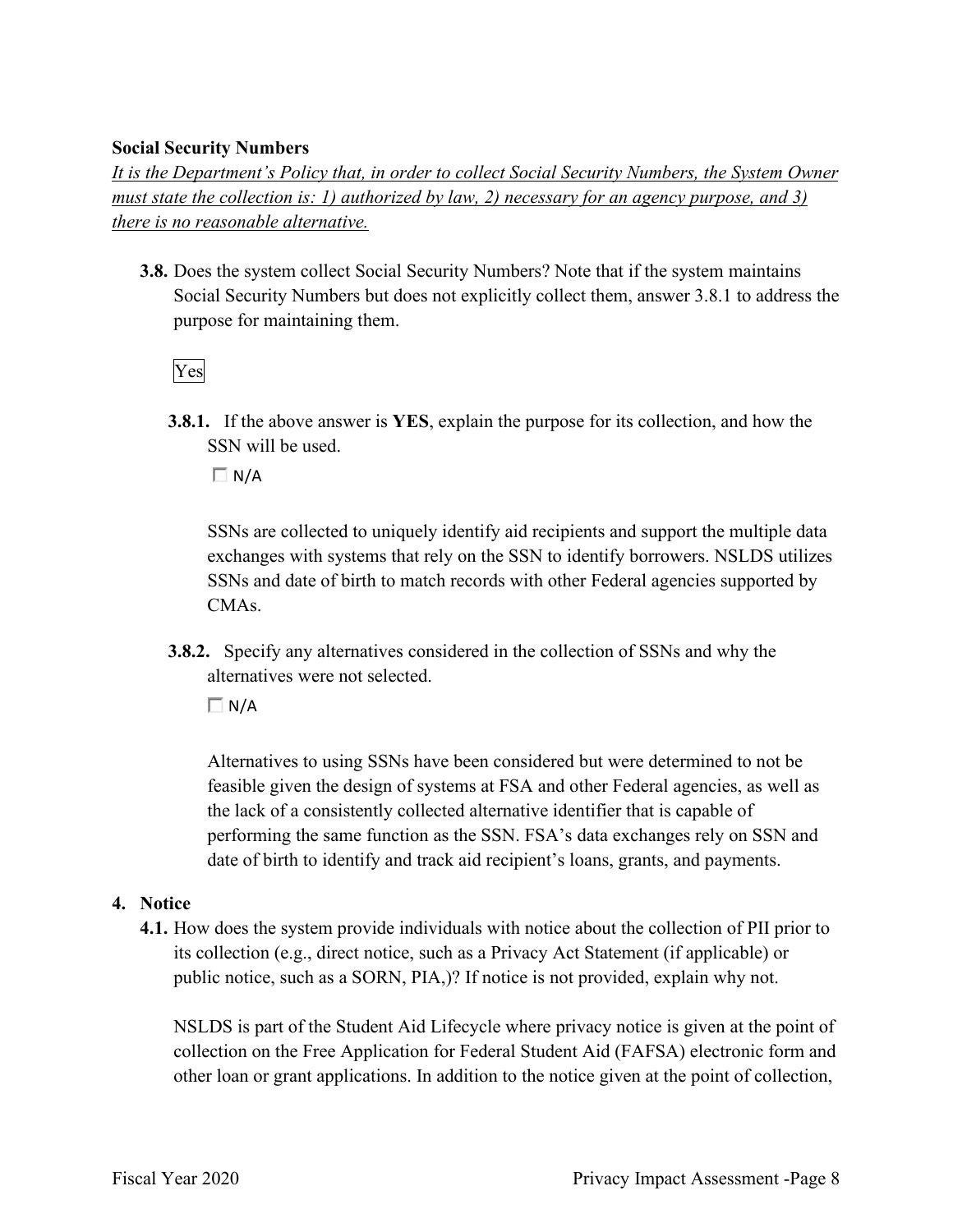**Social Security Numbers**

*It is the Department's Policy that, in order to collect Social Security Numbers, the System Owner must state the collection is: 1) authorized by law, 2) necessary for an agency purpose, and 3) there is no reasonable alternative.*

**3.8.** Does the system collect Social Security Numbers? Note that if the system maintains Social Security Numbers but does not explicitly collect them, answer 3.8.1 to address the purpose for maintaining them.

Yes

**3.8.1.** If the above answer is **YES**, explain the purpose for its collection, and how the SSN will be used.

☐ N/A

SSNs are collected to uniquely identify aid recipients and support the multiple data exchanges with systems that rely on the SSN to identify borrowers. NSLDS utilizes SSNs and date of birth to match records with other Federal agencies supported by CMAs.

**3.8.2.** Specify any alternatives considered in the collection of SSNs and why the alternatives were not selected.

☐ N/A

Alternatives to using SSNs have been considered but were determined to not be feasible given the design of systems at FSA and other Federal agencies, as well as the lack of a consistently collected alternative identifier that is capable of performing the same function as the SSN. FSA's data exchanges rely on SSN and date of birth to identify and track aid recipient's loans, grants, and payments.

**4. Notice**

**4.1.** How does the system provide individuals with notice about the collection of PII prior to its collection (e.g., direct notice, such as a Privacy Act Statement (if applicable) or public notice, such as a SORN, PIA,)? If notice is not provided, explain why not.

NSLDS is part of the Student Aid Lifecycle where privacy notice is given at the point of collection on the Free Application for Federal Student Aid (FAFSA) electronic form and other loan or grant applications. In addition to the notice given at the point of collection,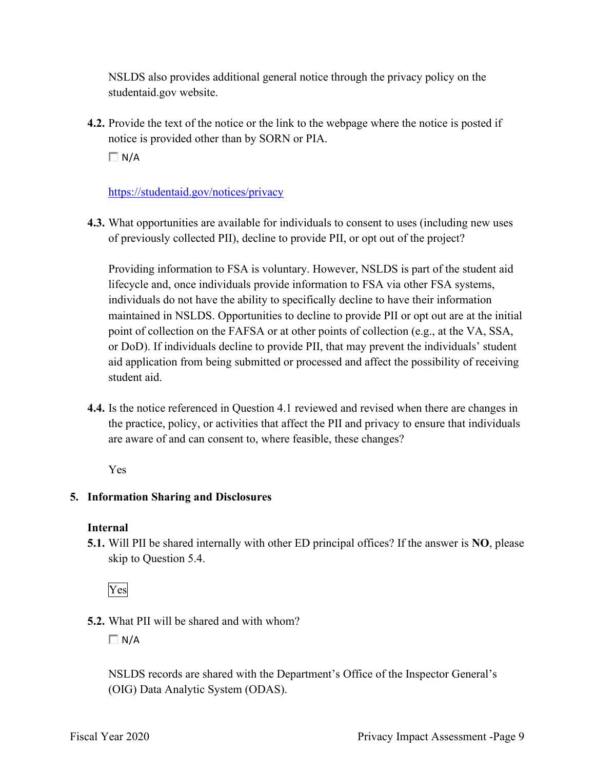NSLDS also provides additional general notice through the privacy policy on the studentaid.gov website.

**4.2.** Provide the text of the notice or the link to the webpage where the notice is posted if notice is provided other than by SORN or PIA.

☐ N/A

https://studentaid.gov/notices/privacy

**4.3.** What opportunities are available for individuals to consent to uses (including new uses of previously collected PII), decline to provide PII, or opt out of the project?

Providing information to FSA is voluntary. However, NSLDS is part of the student aid lifecycle and, once individuals provide information to FSA via other FSA systems, individuals do not have the ability to specifically decline to have their information maintained in NSLDS. Opportunities to decline to provide PII or opt out are at the initial point of collection on the FAFSA or at other points of collection (e.g., at the VA, SSA, or DoD). If individuals decline to provide PII, that may prevent the individuals' student aid application from being submitted or processed and affect the possibility of receiving student aid.

**4.4.** Is the notice referenced in Question 4.1 reviewed and revised when there are changes in the practice, policy, or activities that affect the PII and privacy to ensure that individuals are aware of and can consent to, where feasible, these changes?

Yes

## 5. Information Sharing and Disclosures

### Internal

**5.1.** Will PII be shared internally with other ED principal offices? If the answer is **NO**, please skip to Question 5.4.

Yes

**5.2.** What PII will be shared and with whom?

☐ N/A

NSLDS records are shared with the Department's Office of the Inspector General's (OIG) Data Analytic System (ODAS).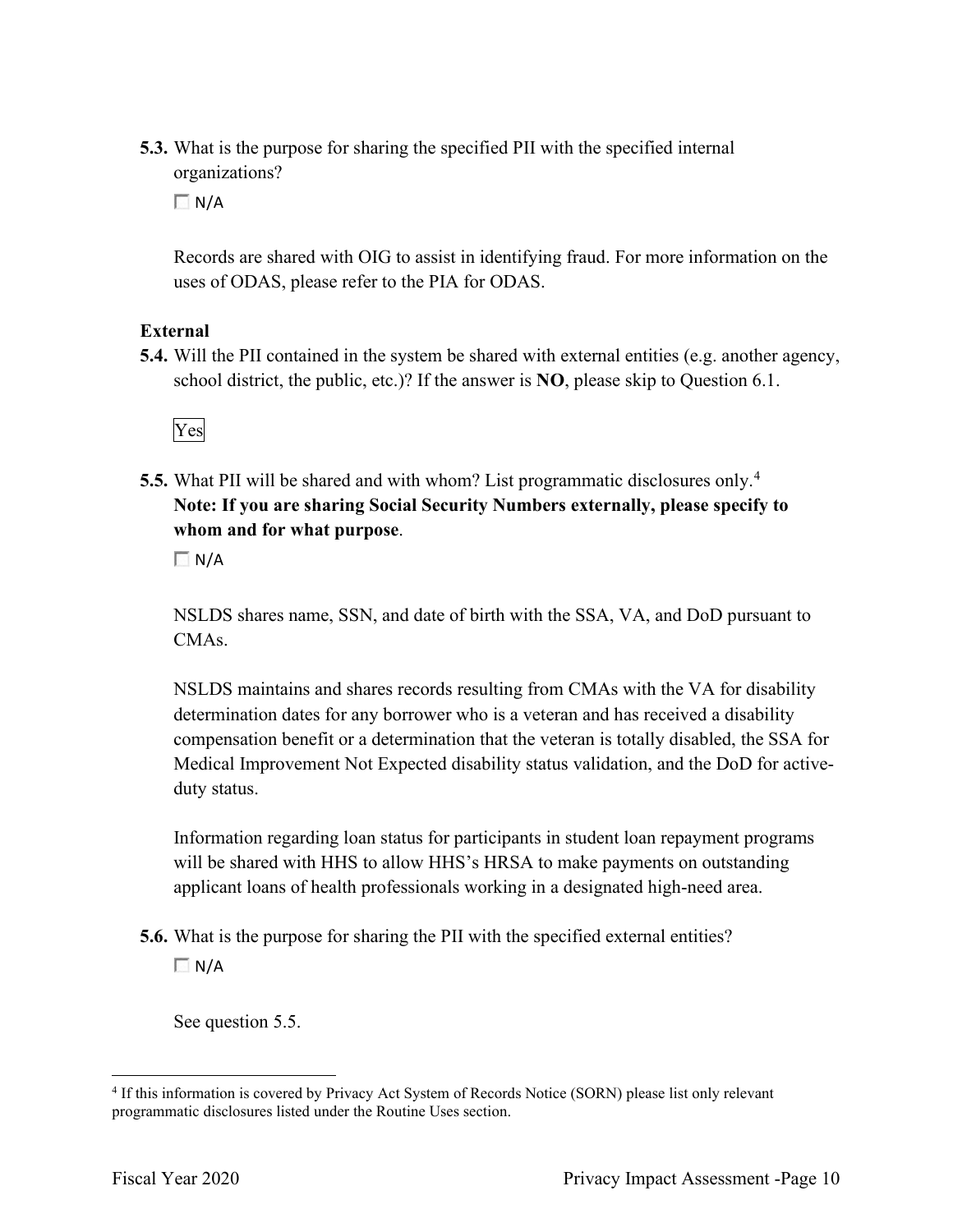**5.3.** What is the purpose for sharing the specified PII with the specified internal organizations?

☐ N/A

Records are shared with OIG to assist in identifying fraud. For more information on the uses of ODAS, please refer to the PIA for ODAS.

**External**

**5.4.** Will the PII contained in the system be shared with external entities (e.g. another agency, school district, the public, etc.)? If the answer is **NO**, please skip to Question 6.1.

Yes

**5.5.** What PII will be shared and with whom? List programmatic disclosures only.[4] **Note: If you are sharing Social Security Numbers externally, please specify to whom and for what purpose**.

☐ N/A

NSLDS shares name, SSN, and date of birth with the SSA, VA, and DoD pursuant to CMAs.

NSLDS maintains and shares records resulting from CMAs with the VA for disability determination dates for any borrower who is a veteran and has received a disability compensation benefit or a determination that the veteran is totally disabled, the SSA for Medical Improvement Not Expected disability status validation, and the DoD for active-duty status.

Information regarding loan status for participants in student loan repayment programs will be shared with HHS to allow HHS's HRSA to make payments on outstanding applicant loans of health professionals working in a designated high-need area.

**5.6.** What is the purpose for sharing the PII with the specified external entities?

☐ N/A

See question 5.5.

[4] If this information is covered by Privacy Act System of Records Notice (SORN) please list only relevant programmatic disclosures listed under the Routine Uses section.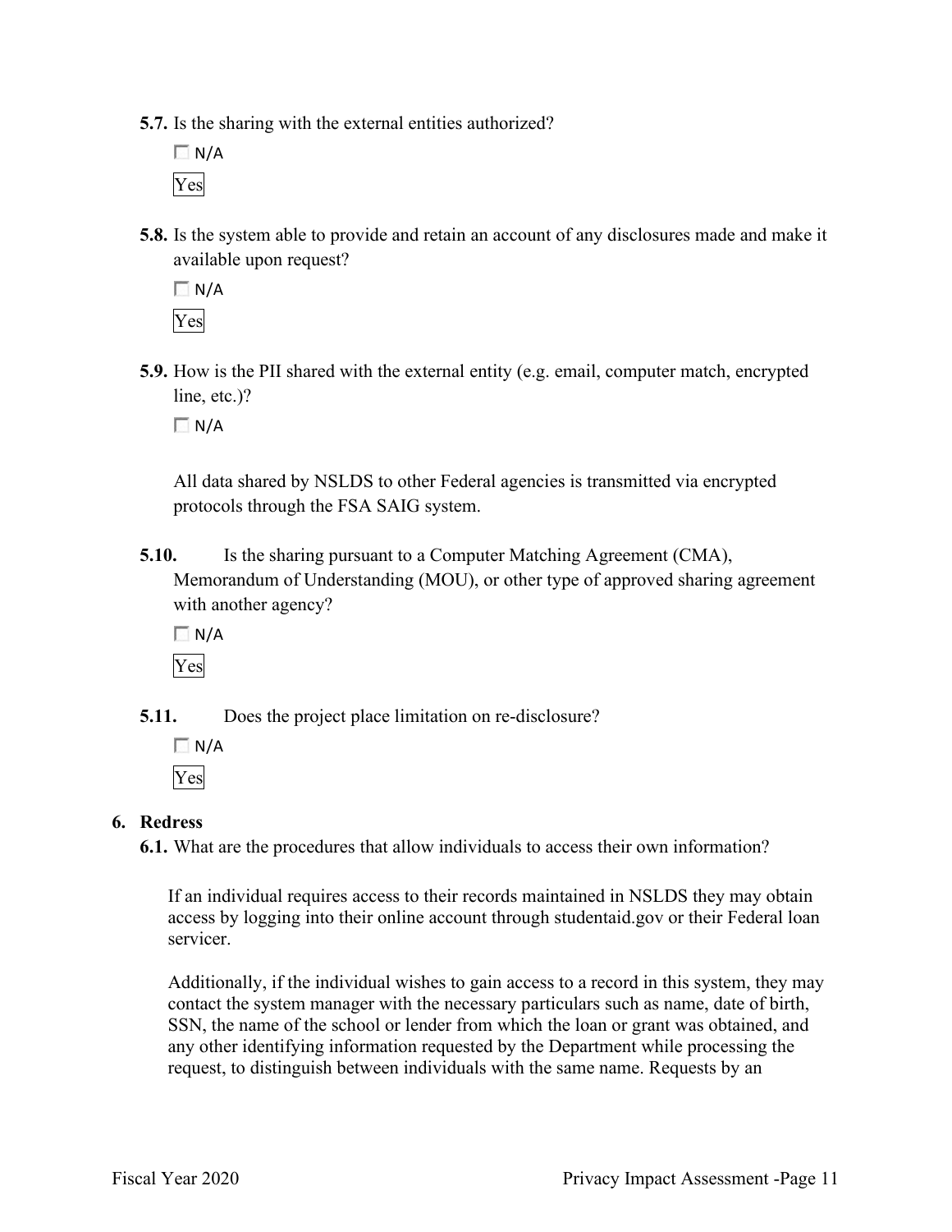**5.7.** Is the sharing with the external entities authorized?

☐ N/A

Yes

**5.8.** Is the system able to provide and retain an account of any disclosures made and make it available upon request?

☐ N/A

Yes

**5.9.** How is the PII shared with the external entity (e.g. email, computer match, encrypted line, etc.)?

☐ N/A

All data shared by NSLDS to other Federal agencies is transmitted via encrypted protocols through the FSA SAIG system.

**5.10.** Is the sharing pursuant to a Computer Matching Agreement (CMA), Memorandum of Understanding (MOU), or other type of approved sharing agreement with another agency?

☐ N/A

Yes

**5.11.** Does the project place limitation on re-disclosure?

☐ N/A

Yes

## 6. Redress

**6.1.** What are the procedures that allow individuals to access their own information?

If an individual requires access to their records maintained in NSLDS they may obtain access by logging into their online account through studentaid.gov or their Federal loan servicer.

Additionally, if the individual wishes to gain access to a record in this system, they may contact the system manager with the necessary particulars such as name, date of birth, SSN, the name of the school or lender from which the loan or grant was obtained, and any other identifying information requested by the Department while processing the request, to distinguish between individuals with the same name. Requests by an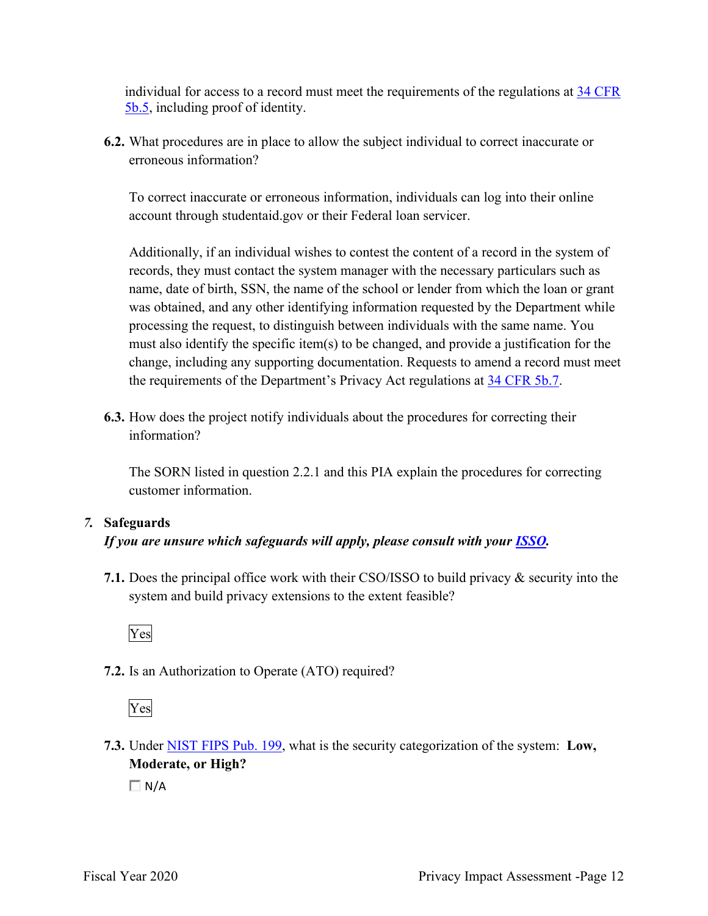individual for access to a record must meet the requirements of the regulations at [34 CFR 5b.5](), including proof of identity.

**6.2.** What procedures are in place to allow the subject individual to correct inaccurate or erroneous information?

To correct inaccurate or erroneous information, individuals can log into their online account through studentaid.gov or their Federal loan servicer.

Additionally, if an individual wishes to contest the content of a record in the system of records, they must contact the system manager with the necessary particulars such as name, date of birth, SSN, the name of the school or lender from which the loan or grant was obtained, and any other identifying information requested by the Department while processing the request, to distinguish between individuals with the same name. You must also identify the specific item(s) to be changed, and provide a justification for the change, including any supporting documentation. Requests to amend a record must meet the requirements of the Department's Privacy Act regulations at [34 CFR 5b.7]().

**6.3.** How does the project notify individuals about the procedures for correcting their information?

The SORN listed in question 2.2.1 and this PIA explain the procedures for correcting customer information.

## *7.* Safeguards

***If you are unsure which safeguards will apply, please consult with your [ISSO]().***

**7.1.** Does the principal office work with their CSO/ISSO to build privacy & security into the system and build privacy extensions to the extent feasible?

Yes

**7.2.** Is an Authorization to Operate (ATO) required?

Yes

**7.3.** Under [NIST FIPS Pub. 199](), what is the security categorization of the system: **Low, Moderate, or High?**

☐ N/A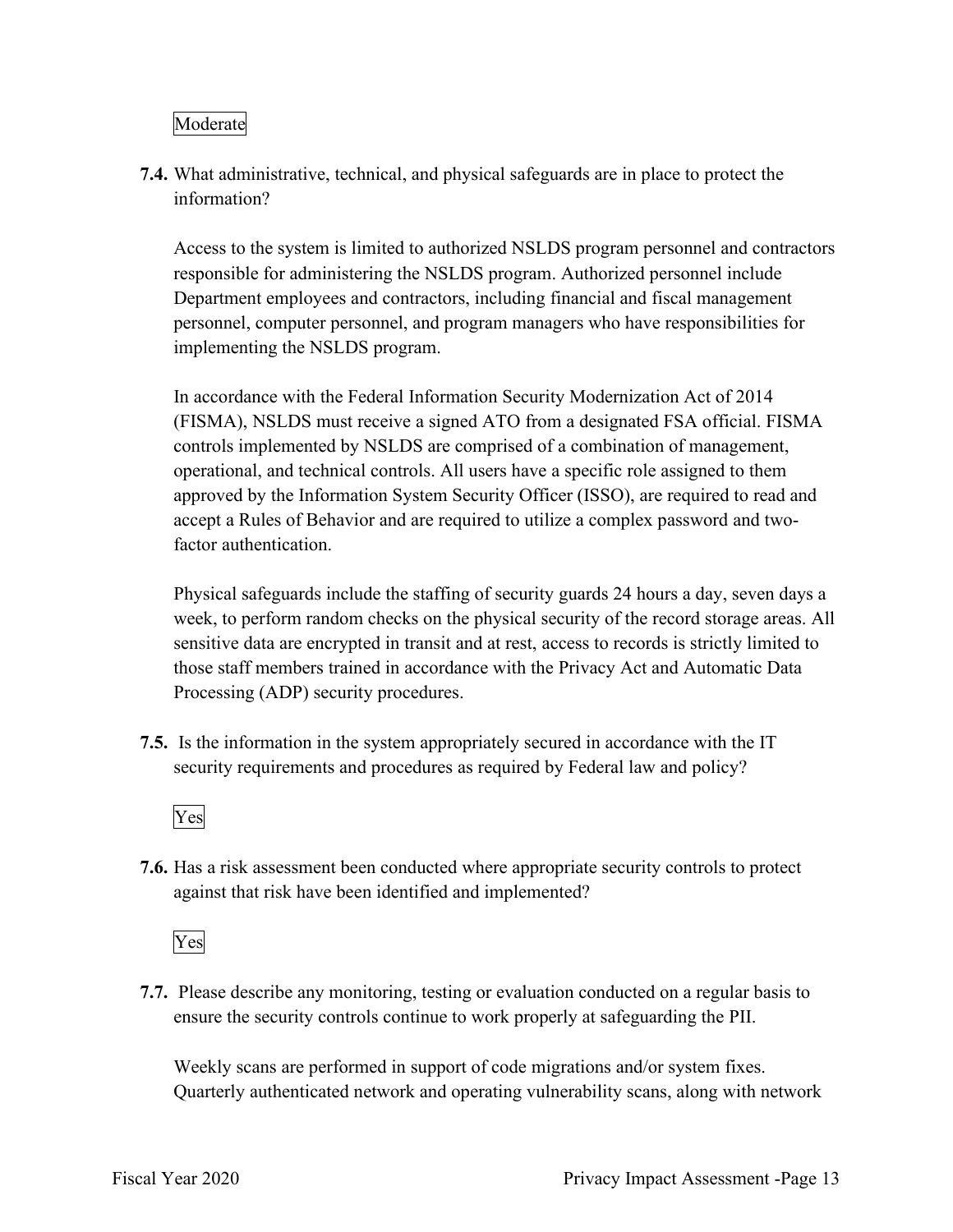Moderate

**7.4.** What administrative, technical, and physical safeguards are in place to protect the information?

Access to the system is limited to authorized NSLDS program personnel and contractors responsible for administering the NSLDS program. Authorized personnel include Department employees and contractors, including financial and fiscal management personnel, computer personnel, and program managers who have responsibilities for implementing the NSLDS program.

In accordance with the Federal Information Security Modernization Act of 2014 (FISMA), NSLDS must receive a signed ATO from a designated FSA official. FISMA controls implemented by NSLDS are comprised of a combination of management, operational, and technical controls. All users have a specific role assigned to them approved by the Information System Security Officer (ISSO), are required to read and accept a Rules of Behavior and are required to utilize a complex password and two-factor authentication.

Physical safeguards include the staffing of security guards 24 hours a day, seven days a week, to perform random checks on the physical security of the record storage areas. All sensitive data are encrypted in transit and at rest, access to records is strictly limited to those staff members trained in accordance with the Privacy Act and Automatic Data Processing (ADP) security procedures.

**7.5.** Is the information in the system appropriately secured in accordance with the IT security requirements and procedures as required by Federal law and policy?

Yes

**7.6.** Has a risk assessment been conducted where appropriate security controls to protect against that risk have been identified and implemented?

Yes

**7.7.** Please describe any monitoring, testing or evaluation conducted on a regular basis to ensure the security controls continue to work properly at safeguarding the PII.

Weekly scans are performed in support of code migrations and/or system fixes. Quarterly authenticated network and operating vulnerability scans, along with network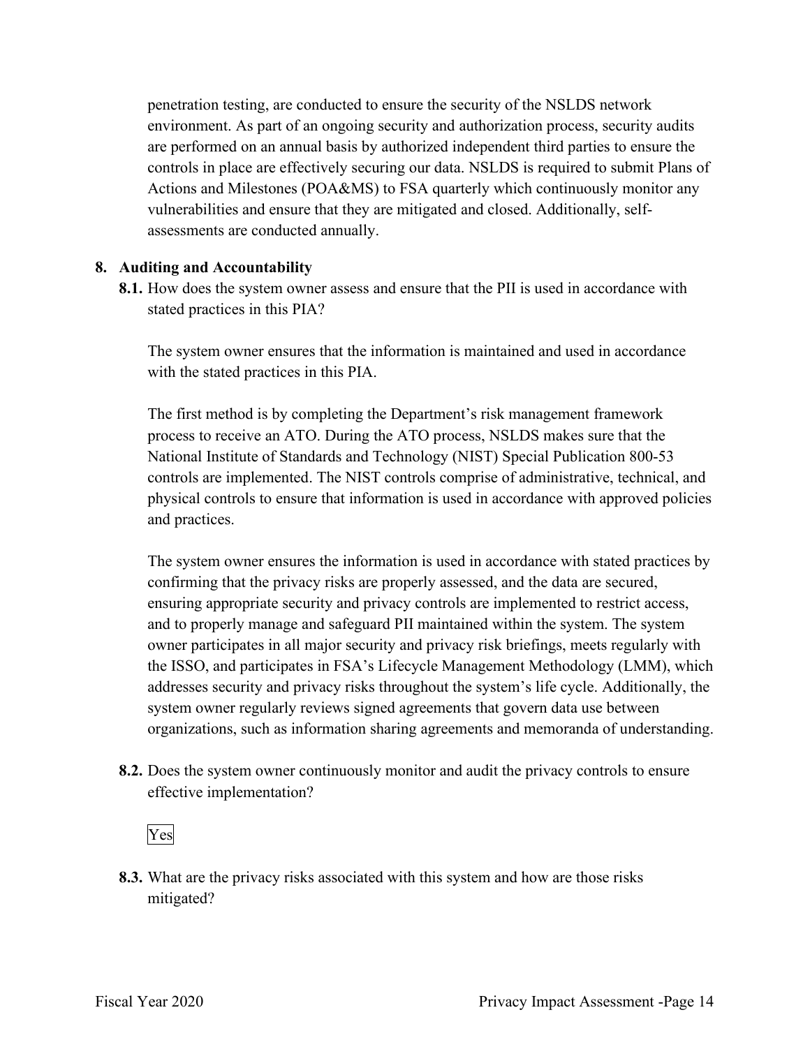penetration testing, are conducted to ensure the security of the NSLDS network environment. As part of an ongoing security and authorization process, security audits are performed on an annual basis by authorized independent third parties to ensure the controls in place are effectively securing our data. NSLDS is required to submit Plans of Actions and Milestones (POA&MS) to FSA quarterly which continuously monitor any vulnerabilities and ensure that they are mitigated and closed. Additionally, self-assessments are conducted annually.

**8. Auditing and Accountability**

**8.1.** How does the system owner assess and ensure that the PII is used in accordance with stated practices in this PIA?

The system owner ensures that the information is maintained and used in accordance with the stated practices in this PIA.

The first method is by completing the Department's risk management framework process to receive an ATO. During the ATO process, NSLDS makes sure that the National Institute of Standards and Technology (NIST) Special Publication 800-53 controls are implemented. The NIST controls comprise of administrative, technical, and physical controls to ensure that information is used in accordance with approved policies and practices.

The system owner ensures the information is used in accordance with stated practices by confirming that the privacy risks are properly assessed, and the data are secured, ensuring appropriate security and privacy controls are implemented to restrict access, and to properly manage and safeguard PII maintained within the system. The system owner participates in all major security and privacy risk briefings, meets regularly with the ISSO, and participates in FSA's Lifecycle Management Methodology (LMM), which addresses security and privacy risks throughout the system's life cycle. Additionally, the system owner regularly reviews signed agreements that govern data use between organizations, such as information sharing agreements and memoranda of understanding.

**8.2.** Does the system owner continuously monitor and audit the privacy controls to ensure effective implementation?

Yes

**8.3.** What are the privacy risks associated with this system and how are those risks mitigated?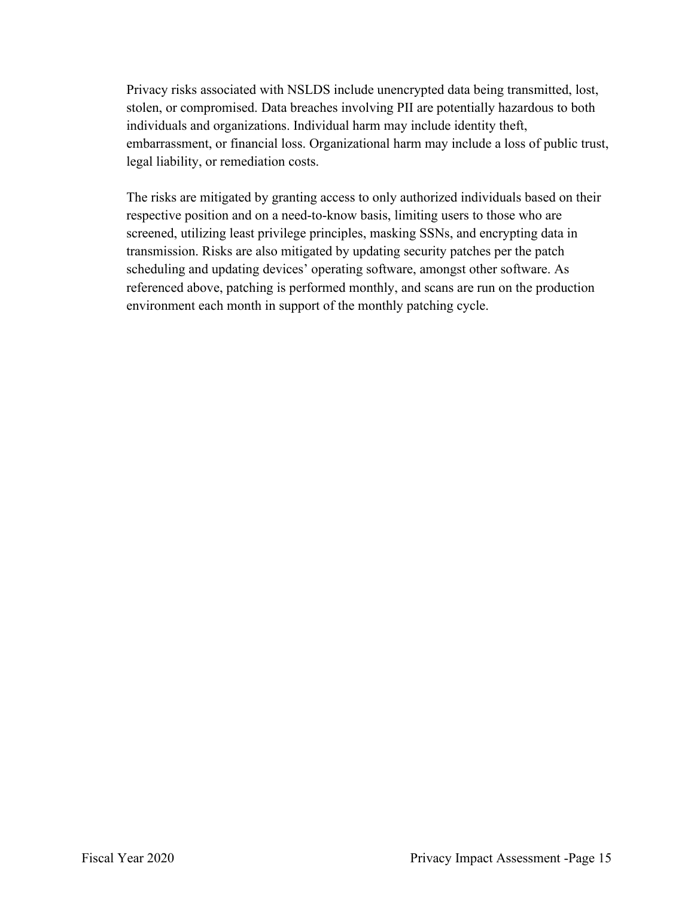Privacy risks associated with NSLDS include unencrypted data being transmitted, lost, stolen, or compromised. Data breaches involving PII are potentially hazardous to both individuals and organizations. Individual harm may include identity theft, embarrassment, or financial loss. Organizational harm may include a loss of public trust, legal liability, or remediation costs.

The risks are mitigated by granting access to only authorized individuals based on their respective position and on a need-to-know basis, limiting users to those who are screened, utilizing least privilege principles, masking SSNs, and encrypting data in transmission. Risks are also mitigated by updating security patches per the patch scheduling and updating devices' operating software, amongst other software. As referenced above, patching is performed monthly, and scans are run on the production environment each month in support of the monthly patching cycle.